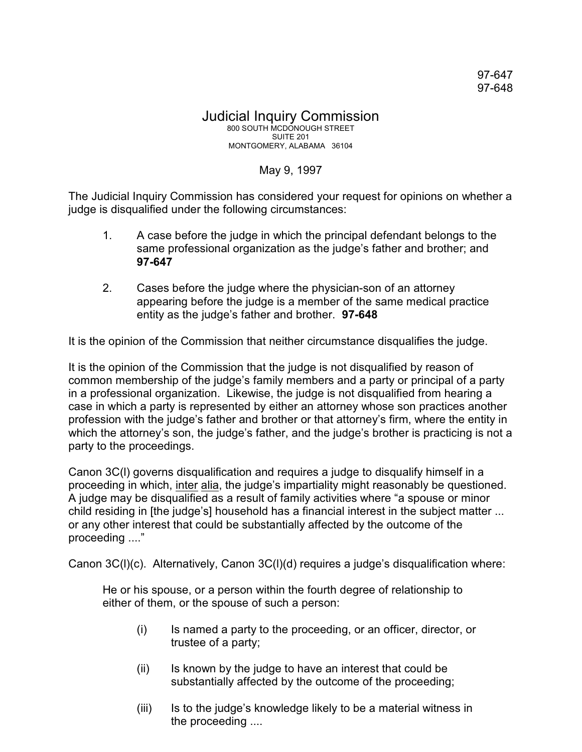97-647
97-648

# Judicial Inquiry Commission

800 SOUTH MCDONOUGH STREET
SUITE 201
MONTGOMERY, ALABAMA 36104

May 9, 1997

The Judicial Inquiry Commission has considered your request for opinions on whether a judge is disqualified under the following circumstances:

1. A case before the judge in which the principal defendant belongs to the same professional organization as the judge's father and brother; and **97-647**

2. Cases before the judge where the physician-son of an attorney appearing before the judge is a member of the same medical practice entity as the judge's father and brother. **97-648**

It is the opinion of the Commission that neither circumstance disqualifies the judge.

It is the opinion of the Commission that the judge is not disqualified by reason of common membership of the judge's family members and a party or principal of a party in a professional organization. Likewise, the judge is not disqualified from hearing a case in which a party is represented by either an attorney whose son practices another profession with the judge's father and brother or that attorney's firm, where the entity in which the attorney's son, the judge's father, and the judge's brother is practicing is not a party to the proceedings.

Canon 3C(l) governs disqualification and requires a judge to disqualify himself in a proceeding in which, inter alia, the judge's impartiality might reasonably be questioned. A judge may be disqualified as a result of family activities where "a spouse or minor child residing in [the judge's] household has a financial interest in the subject matter ... or any other interest that could be substantially affected by the outcome of the proceeding ...."

Canon 3C(l)(c). Alternatively, Canon 3C(l)(d) requires a judge's disqualification where:

> He or his spouse, or a person within the fourth degree of relationship to either of them, or the spouse of such a person:
>
> (i) Is named a party to the proceeding, or an officer, director, or trustee of a party;
>
> (ii) Is known by the judge to have an interest that could be substantially affected by the outcome of the proceeding;
>
> (iii) Is to the judge's knowledge likely to be a material witness in the proceeding ....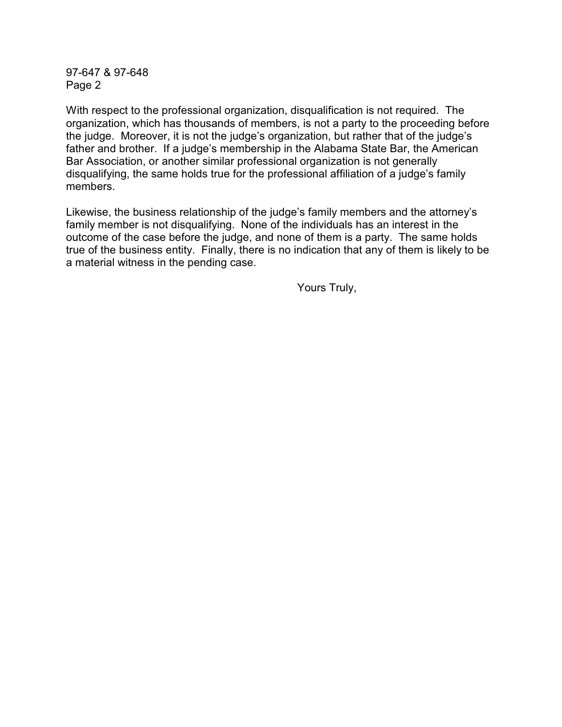With respect to the professional organization, disqualification is not required. The organization, which has thousands of members, is not a party to the proceeding before the judge. Moreover, it is not the judge's organization, but rather that of the judge's father and brother. If a judge's membership in the Alabama State Bar, the American Bar Association, or another similar professional organization is not generally disqualifying, the same holds true for the professional affiliation of a judge's family members.

Likewise, the business relationship of the judge's family members and the attorney's family member is not disqualifying. None of the individuals has an interest in the outcome of the case before the judge, and none of them is a party. The same holds true of the business entity. Finally, there is no indication that any of them is likely to be a material witness in the pending case.

Yours Truly,